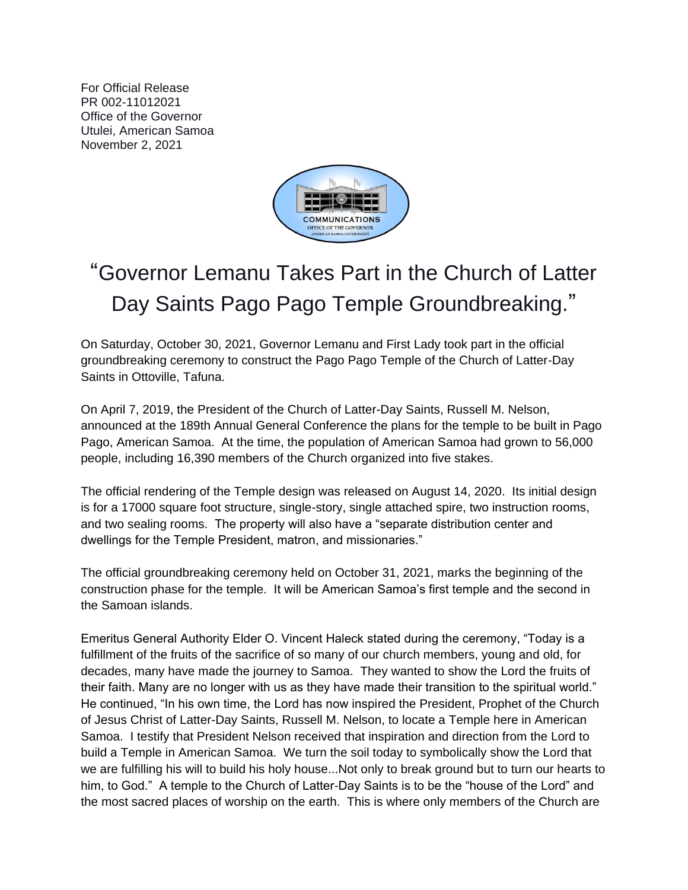For Official Release
PR 002-11012021
Office of the Governor
Utulei, American Samoa
November 2, 2021

COMMUNICATIONS
OFFICE OF THE GOVERNOR
AMERICAN SAMOA GOVERNMENT

# "Governor Lemanu Takes Part in the Church of Latter Day Saints Pago Pago Temple Groundbreaking."

On Saturday, October 30, 2021, Governor Lemanu and First Lady took part in the official groundbreaking ceremony to construct the Pago Pago Temple of the Church of Latter-Day Saints in Ottoville, Tafuna.

On April 7, 2019, the President of the Church of Latter-Day Saints, Russell M. Nelson, announced at the 189th Annual General Conference the plans for the temple to be built in Pago Pago, American Samoa. At the time, the population of American Samoa had grown to 56,000 people, including 16,390 members of the Church organized into five stakes.

The official rendering of the Temple design was released on August 14, 2020. Its initial design is for a 17000 square foot structure, single-story, single attached spire, two instruction rooms, and two sealing rooms. The property will also have a "separate distribution center and dwellings for the Temple President, matron, and missionaries."

The official groundbreaking ceremony held on October 31, 2021, marks the beginning of the construction phase for the temple. It will be American Samoa's first temple and the second in the Samoan islands.

Emeritus General Authority Elder O. Vincent Haleck stated during the ceremony, "Today is a fulfillment of the fruits of the sacrifice of so many of our church members, young and old, for decades, many have made the journey to Samoa. They wanted to show the Lord the fruits of their faith. Many are no longer with us as they have made their transition to the spiritual world." He continued, "In his own time, the Lord has now inspired the President, Prophet of the Church of Jesus Christ of Latter-Day Saints, Russell M. Nelson, to locate a Temple here in American Samoa. I testify that President Nelson received that inspiration and direction from the Lord to build a Temple in American Samoa. We turn the soil today to symbolically show the Lord that we are fulfilling his will to build his holy house...Not only to break ground but to turn our hearts to him, to God." A temple to the Church of Latter-Day Saints is to be the "house of the Lord" and the most sacred places of worship on the earth. This is where only members of the Church are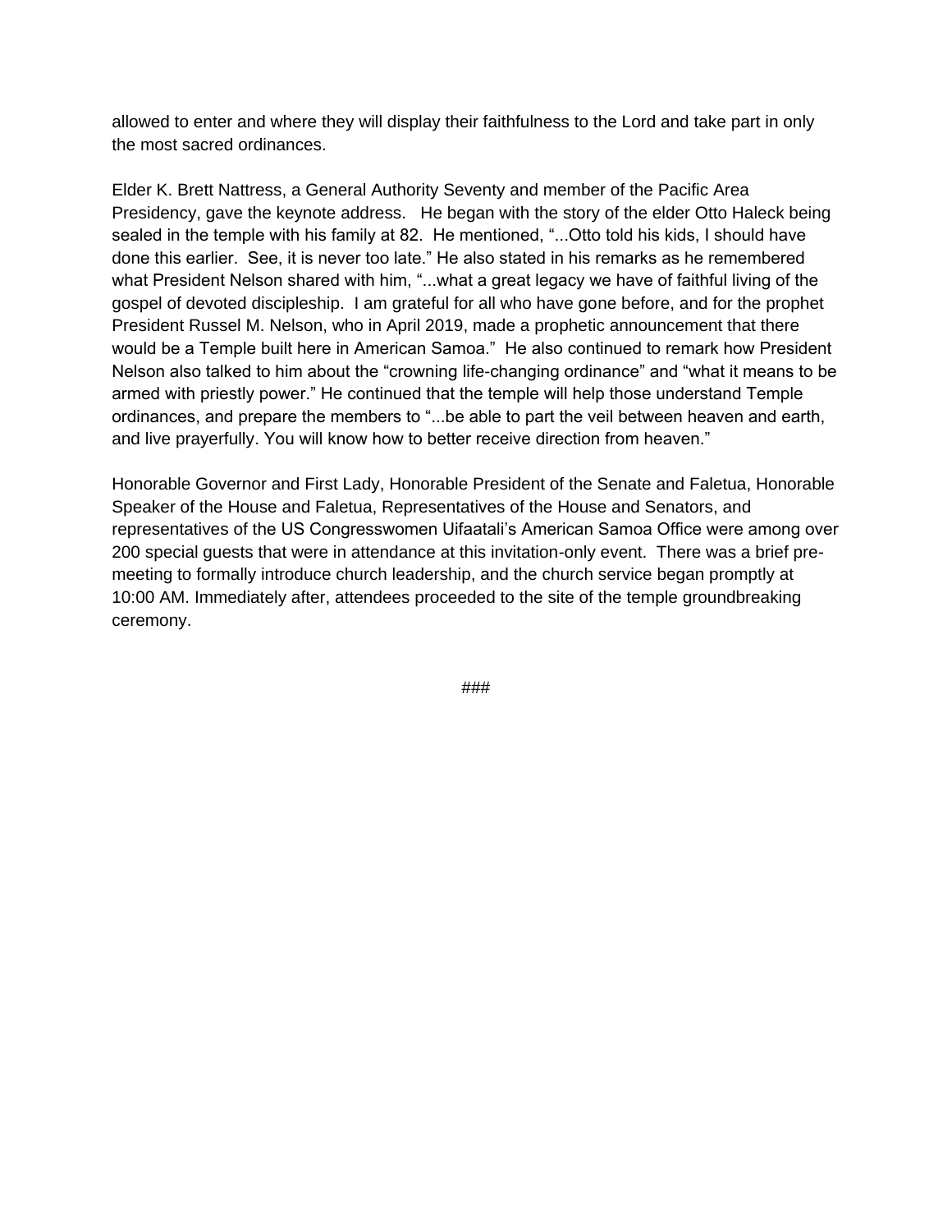allowed to enter and where they will display their faithfulness to the Lord and take part in only the most sacred ordinances.

Elder K. Brett Nattress, a General Authority Seventy and member of the Pacific Area Presidency, gave the keynote address. He began with the story of the elder Otto Haleck being sealed in the temple with his family at 82. He mentioned, "...Otto told his kids, I should have done this earlier. See, it is never too late." He also stated in his remarks as he remembered what President Nelson shared with him, "...what a great legacy we have of faithful living of the gospel of devoted discipleship. I am grateful for all who have gone before, and for the prophet President Russel M. Nelson, who in April 2019, made a prophetic announcement that there would be a Temple built here in American Samoa." He also continued to remark how President Nelson also talked to him about the "crowning life-changing ordinance" and "what it means to be armed with priestly power." He continued that the temple will help those understand Temple ordinances, and prepare the members to "...be able to part the veil between heaven and earth, and live prayerfully. You will know how to better receive direction from heaven."

Honorable Governor and First Lady, Honorable President of the Senate and Faletua, Honorable Speaker of the House and Faletua, Representatives of the House and Senators, and representatives of the US Congresswomen Uifaatali's American Samoa Office were among over 200 special guests that were in attendance at this invitation-only event. There was a brief pre-meeting to formally introduce church leadership, and the church service began promptly at 10:00 AM. Immediately after, attendees proceeded to the site of the temple groundbreaking ceremony.

###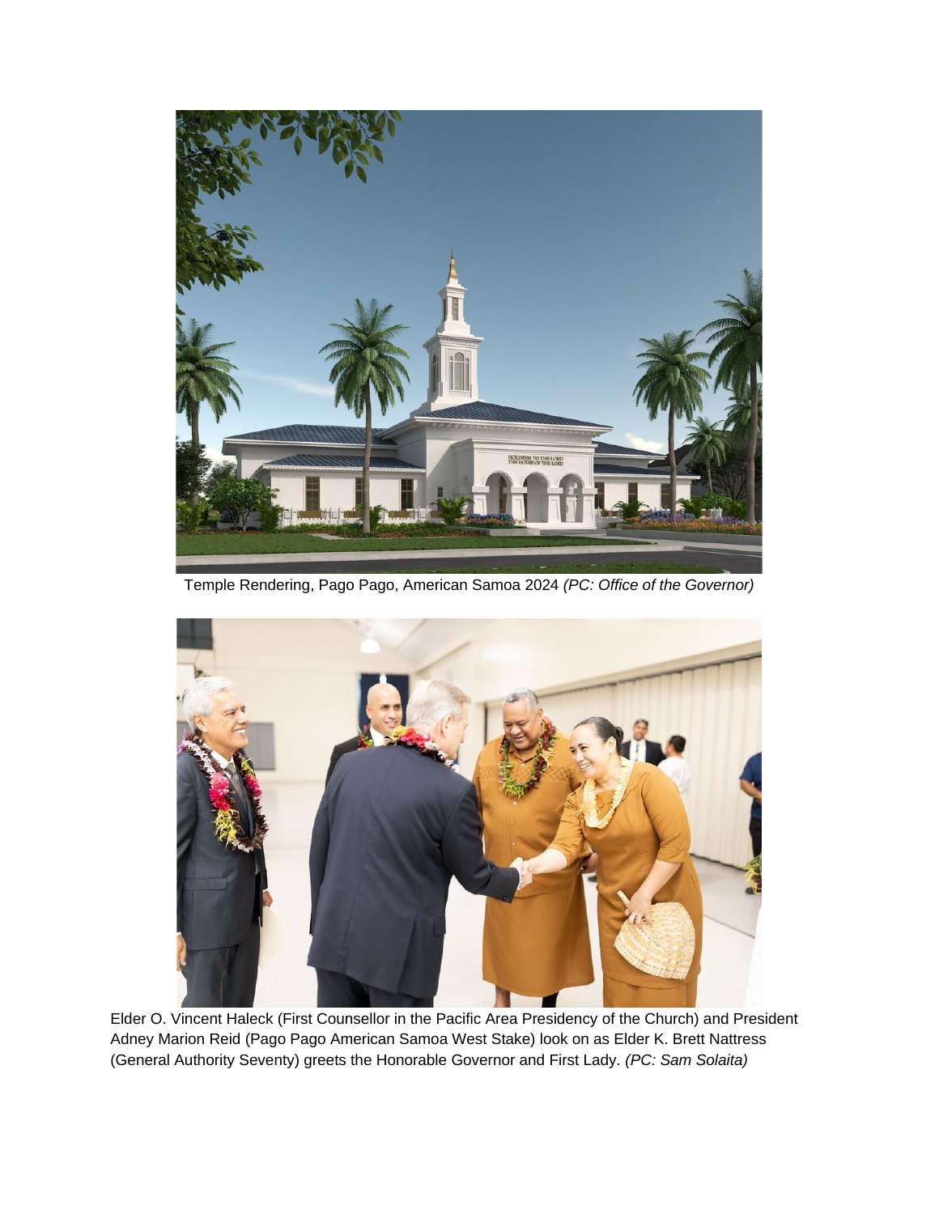Temple Rendering, Pago Pago, American Samoa 2024 *(PC: Office of the Governor)*

Elder O. Vincent Haleck (First Counsellor in the Pacific Area Presidency of the Church) and President Adney Marion Reid (Pago Pago American Samoa West Stake) look on as Elder K. Brett Nattress (General Authority Seventy) greets the Honorable Governor and First Lady. *(PC: Sam Solaita)*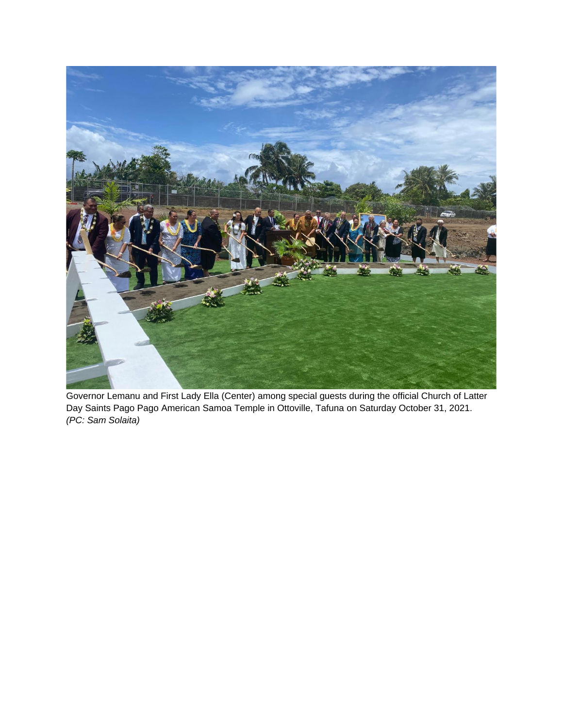Governor Lemanu and First Lady Ella (Center) among special guests during the official Church of Latter Day Saints Pago Pago American Samoa Temple in Ottoville, Tafuna on Saturday October 31, 2021.
*(PC: Sam Solaita)*